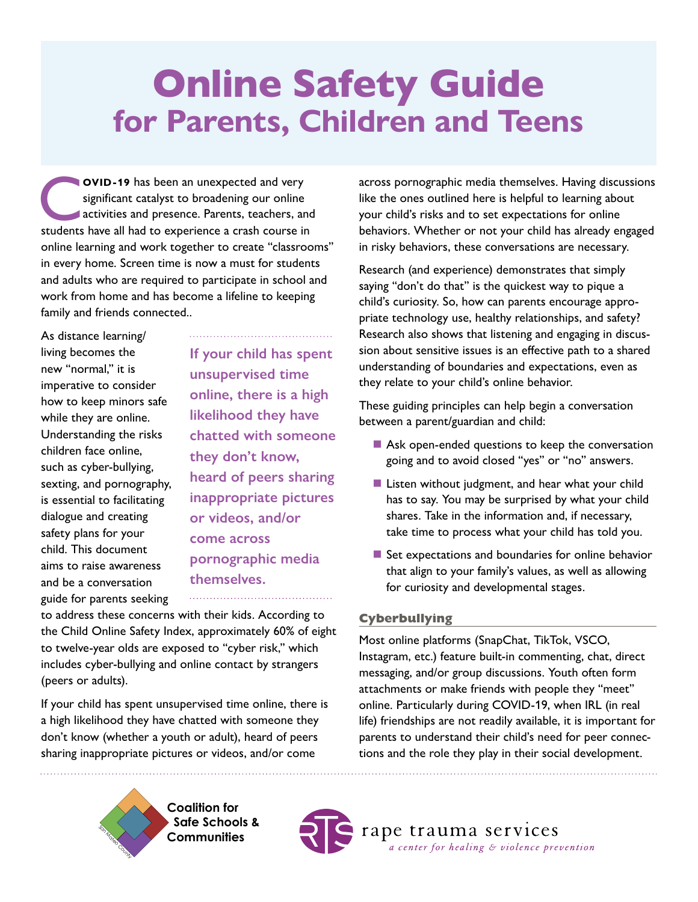# Online Safety Guide
## for Parents, Children and Teens

**COVID-19** has been an unexpected and very significant catalyst to broadening our online activities and presence. Parents, teachers, and students have all had to experience a crash course in online learning and work together to create "classrooms" in every home. Screen time is now a must for students and adults who are required to participate in school and work from home and has become a lifeline to keeping family and friends connected..

As distance learning/living becomes the new "normal," it is imperative to consider how to keep minors safe while they are online. Understanding the risks children face online, such as cyber-bullying, sexting, and pornography, is essential to facilitating dialogue and creating safety plans for your child. This document aims to raise awareness and be a conversation guide for parents seeking to address these concerns with their kids. According to the Child Online Safety Index, approximately 60% of eight to twelve-year olds are exposed to "cyber risk," which includes cyber-bullying and online contact by strangers (peers or adults).

> **If your child has spent unsupervised time online, there is a high likelihood they have chatted with someone they don't know, heard of peers sharing inappropriate pictures or videos, and/or come across pornographic media themselves.**

If your child has spent unsupervised time online, there is a high likelihood they have chatted with someone they don't know (whether a youth or adult), heard of peers sharing inappropriate pictures or videos, and/or come across pornographic media themselves. Having discussions like the ones outlined here is helpful to learning about your child's risks and to set expectations for online behaviors. Whether or not your child has already engaged in risky behaviors, these conversations are necessary.

Research (and experience) demonstrates that simply saying "don't do that" is the quickest way to pique a child's curiosity. So, how can parents encourage appropriate technology use, healthy relationships, and safety? Research also shows that listening and engaging in discussion about sensitive issues is an effective path to a shared understanding of boundaries and expectations, even as they relate to your child's online behavior.

These guiding principles can help begin a conversation between a parent/guardian and child:

- Ask open-ended questions to keep the conversation going and to avoid closed "yes" or "no" answers.
- Listen without judgment, and hear what your child has to say. You may be surprised by what your child shares. Take in the information and, if necessary, take time to process what your child has told you.
- Set expectations and boundaries for online behavior that align to your family's values, as well as allowing for curiosity and developmental stages.

### Cyberbullying

Most online platforms (SnapChat, TikTok, VSCO, Instagram, etc.) feature built-in commenting, chat, direct messaging, and/or group discussions. Youth often form attachments or make friends with people they "meet" online. Particularly during COVID-19, when IRL (in real life) friendships are not readily available, it is important for parents to understand their child's need for peer connections and the role they play in their social development.

Coalition for Safe Schools & Communities — San Mateo County

rape trauma services — *a center for healing & violence prevention*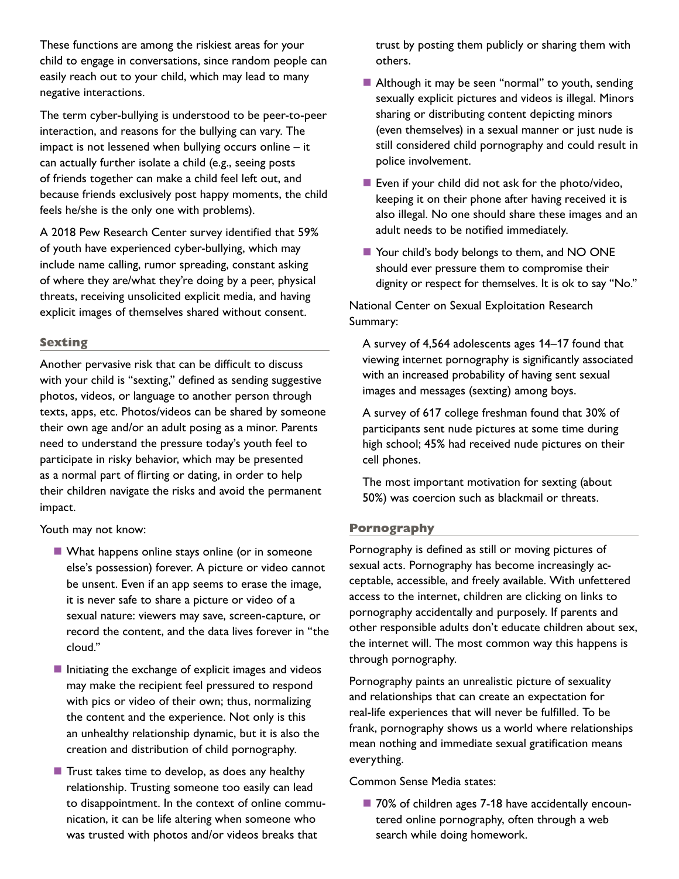These functions are among the riskiest areas for your child to engage in conversations, since random people can easily reach out to your child, which may lead to many negative interactions.

The term cyber-bullying is understood to be peer-to-peer interaction, and reasons for the bullying can vary. The impact is not lessened when bullying occurs online – it can actually further isolate a child (e.g., seeing posts of friends together can make a child feel left out, and because friends exclusively post happy moments, the child feels he/she is the only one with problems).

A 2018 Pew Research Center survey identified that 59% of youth have experienced cyber-bullying, which may include name calling, rumor spreading, constant asking of where they are/what they're doing by a peer, physical threats, receiving unsolicited explicit media, and having explicit images of themselves shared without consent.

## Sexting

Another pervasive risk that can be difficult to discuss with your child is "sexting," defined as sending suggestive photos, videos, or language to another person through texts, apps, etc. Photos/videos can be shared by someone their own age and/or an adult posing as a minor. Parents need to understand the pressure today's youth feel to participate in risky behavior, which may be presented as a normal part of flirting or dating, in order to help their children navigate the risks and avoid the permanent impact.

Youth may not know:

- What happens online stays online (or in someone else's possession) forever. A picture or video cannot be unsent. Even if an app seems to erase the image, it is never safe to share a picture or video of a sexual nature: viewers may save, screen-capture, or record the content, and the data lives forever in "the cloud."
- Initiating the exchange of explicit images and videos may make the recipient feel pressured to respond with pics or video of their own; thus, normalizing the content and the experience. Not only is this an unhealthy relationship dynamic, but it is also the creation and distribution of child pornography.
- Trust takes time to develop, as does any healthy relationship. Trusting someone too easily can lead to disappointment. In the context of online communication, it can be life altering when someone who was trusted with photos and/or videos breaks that trust by posting them publicly or sharing them with others.
- Although it may be seen "normal" to youth, sending sexually explicit pictures and videos is illegal. Minors sharing or distributing content depicting minors (even themselves) in a sexual manner or just nude is still considered child pornography and could result in police involvement.
- Even if your child did not ask for the photo/video, keeping it on their phone after having received it is also illegal. No one should share these images and an adult needs to be notified immediately.
- Your child's body belongs to them, and NO ONE should ever pressure them to compromise their dignity or respect for themselves. It is ok to say "No."

National Center on Sexual Exploitation Research Summary:

> A survey of 4,564 adolescents ages 14–17 found that viewing internet pornography is significantly associated with an increased probability of having sent sexual images and messages (sexting) among boys.
>
> A survey of 617 college freshman found that 30% of participants sent nude pictures at some time during high school; 45% had received nude pictures on their cell phones.
>
> The most important motivation for sexting (about 50%) was coercion such as blackmail or threats.

## Pornography

Pornography is defined as still or moving pictures of sexual acts. Pornography has become increasingly acceptable, accessible, and freely available. With unfettered access to the internet, children are clicking on links to pornography accidentally and purposely. If parents and other responsible adults don't educate children about sex, the internet will. The most common way this happens is through pornography.

Pornography paints an unrealistic picture of sexuality and relationships that can create an expectation for real-life experiences that will never be fulfilled. To be frank, pornography shows us a world where relationships mean nothing and immediate sexual gratification means everything.

Common Sense Media states:

- 70% of children ages 7-18 have accidentally encountered online pornography, often through a web search while doing homework.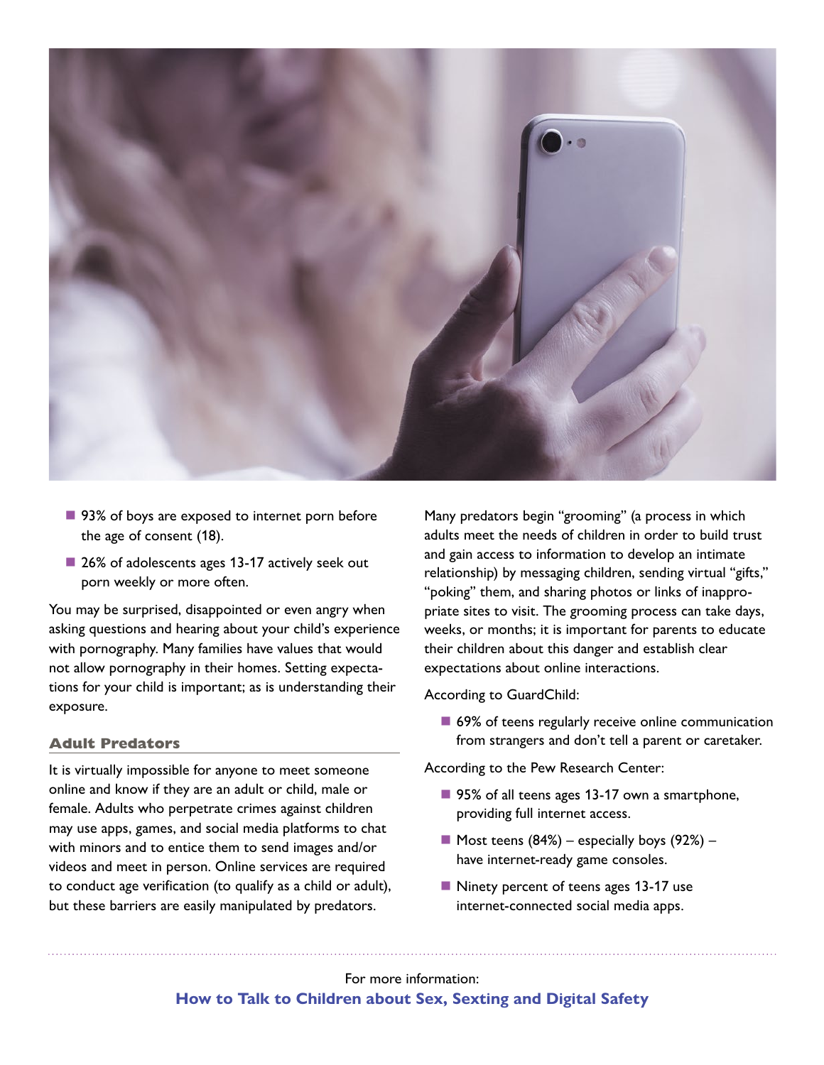- 93% of boys are exposed to internet porn before the age of consent (18).
- 26% of adolescents ages 13-17 actively seek out porn weekly or more often.

You may be surprised, disappointed or even angry when asking questions and hearing about your child's experience with pornography. Many families have values that would not allow pornography in their homes. Setting expectations for your child is important; as is understanding their exposure.

### Adult Predators

It is virtually impossible for anyone to meet someone online and know if they are an adult or child, male or female. Adults who perpetrate crimes against children may use apps, games, and social media platforms to chat with minors and to entice them to send images and/or videos and meet in person. Online services are required to conduct age verification (to qualify as a child or adult), but these barriers are easily manipulated by predators.

Many predators begin "grooming" (a process in which adults meet the needs of children in order to build trust and gain access to information to develop an intimate relationship) by messaging children, sending virtual "gifts," "poking" them, and sharing photos or links of inappropriate sites to visit. The grooming process can take days, weeks, or months; it is important for parents to educate their children about this danger and establish clear expectations about online interactions.

According to GuardChild:

- 69% of teens regularly receive online communication from strangers and don't tell a parent or caretaker.

According to the Pew Research Center:

- 95% of all teens ages 13-17 own a smartphone, providing full internet access.
- Most teens (84%) – especially boys (92%) – have internet-ready game consoles.
- Ninety percent of teens ages 13-17 use internet-connected social media apps.

For more information:

**How to Talk to Children about Sex, Sexting and Digital Safety**